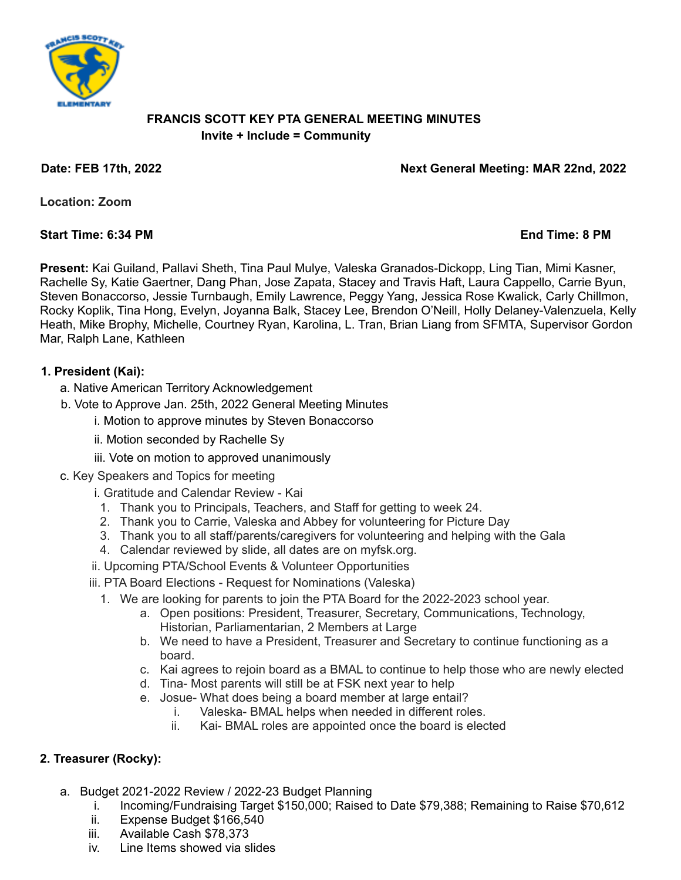**FRANCIS SCOTT KEY PTA GENERAL MEETING MINUTES**
**Invite + Include = Community**

**Date: FEB 17th, 2022** **Next General Meeting: MAR 22nd, 2022**

**Location: Zoom**

**Start Time: 6:34 PM** **End Time: 8 PM**

**Present:** Kai Guiland, Pallavi Sheth, Tina Paul Mulye, Valeska Granados-Dickopp, Ling Tian, Mimi Kasner, Rachelle Sy, Katie Gaertner, Dang Phan, Jose Zapata, Stacey and Travis Haft, Laura Cappello, Carrie Byun, Steven Bonaccorso, Jessie Turnbaugh, Emily Lawrence, Peggy Yang, Jessica Rose Kwalick, Carly Chillmon, Rocky Koplik, Tina Hong, Evelyn, Joyanna Balk, Stacey Lee, Brendon O'Neill, Holly Delaney-Valenzuela, Kelly Heath, Mike Brophy, Michelle, Courtney Ryan, Karolina, L. Tran, Brian Liang from SFMTA, Supervisor Gordon Mar, Ralph Lane, Kathleen

**1. President (Kai):**

a. Native American Territory Acknowledgement

b. Vote to Approve Jan. 25th, 2022 General Meeting Minutes

- i. Motion to approve minutes by Steven Bonaccorso
- ii. Motion seconded by Rachelle Sy
- iii. Vote on motion to approved unanimously

c. Key Speakers and Topics for meeting

- i. Gratitude and Calendar Review - Kai
  1. Thank you to Principals, Teachers, and Staff for getting to week 24.
  2. Thank you to Carrie, Valeska and Abbey for volunteering for Picture Day
  3. Thank you to all staff/parents/caregivers for volunteering and helping with the Gala
  4. Calendar reviewed by slide, all dates are on myfsk.org.
- ii. Upcoming PTA/School Events & Volunteer Opportunities
- iii. PTA Board Elections - Request for Nominations (Valeska)
  1. We are looking for parents to join the PTA Board for the 2022-2023 school year.
     - a. Open positions: President, Treasurer, Secretary, Communications, Technology, Historian, Parliamentarian, 2 Members at Large
     - b. We need to have a President, Treasurer and Secretary to continue functioning as a board.
     - c. Kai agrees to rejoin board as a BMAL to continue to help those who are newly elected
     - d. Tina- Most parents will still be at FSK next year to help
     - e. Josue- What does being a board member at large entail?
       - i. Valeska- BMAL helps when needed in different roles.
       - ii. Kai- BMAL roles are appointed once the board is elected

**2. Treasurer (Rocky):**

a. Budget 2021-2022 Review / 2022-23 Budget Planning

- i. Incoming/Fundraising Target $150,000; Raised to Date $79,388; Remaining to Raise $70,612
- ii. Expense Budget $166,540
- iii. Available Cash $78,373
- iv. Line Items showed via slides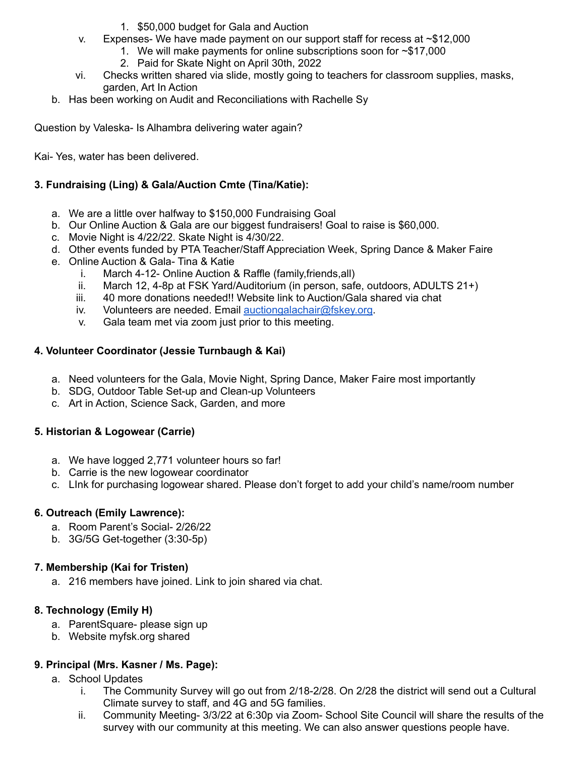1. $50,000 budget for Gala and Auction

v. Expenses- We have made payment on our support staff for recess at ~$12,000
   1. We will make payments for online subscriptions soon for ~$17,000
   2. Paid for Skate Night on April 30th, 2022

vi. Checks written shared via slide, mostly going to teachers for classroom supplies, masks, garden, Art In Action

b. Has been working on Audit and Reconciliations with Rachelle Sy

Question by Valeska- Is Alhambra delivering water again?

Kai- Yes, water has been delivered.

**3. Fundraising (Ling) & Gala/Auction Cmte (Tina/Katie):**

a. We are a little over halfway to $150,000 Fundraising Goal
b. Our Online Auction & Gala are our biggest fundraisers! Goal to raise is $60,000.
c. Movie Night is 4/22/22. Skate Night is 4/30/22.
d. Other events funded by PTA Teacher/Staff Appreciation Week, Spring Dance & Maker Faire
e. Online Auction & Gala- Tina & Katie
   i. March 4-12- Online Auction & Raffle (family,friends,all)
   ii. March 12, 4-8p at FSK Yard/Auditorium (in person, safe, outdoors, ADULTS 21+)
   iii. 40 more donations needed!! Website link to Auction/Gala shared via chat
   iv. Volunteers are needed. Email auctiongalachair@fskey.org.
   v. Gala team met via zoom just prior to this meeting.

**4. Volunteer Coordinator (Jessie Turnbaugh & Kai)**

a. Need volunteers for the Gala, Movie Night, Spring Dance, Maker Faire most importantly
b. SDG, Outdoor Table Set-up and Clean-up Volunteers
c. Art in Action, Science Sack, Garden, and more

**5. Historian & Logowear (Carrie)**

a. We have logged 2,771 volunteer hours so far!
b. Carrie is the new logowear coordinator
c. LInk for purchasing logowear shared. Please don't forget to add your child's name/room number

**6. Outreach (Emily Lawrence):**

a. Room Parent's Social- 2/26/22
b. 3G/5G Get-together (3:30-5p)

**7. Membership (Kai for Tristen)**

a. 216 members have joined. Link to join shared via chat.

**8. Technology (Emily H)**

a. ParentSquare- please sign up
b. Website myfsk.org shared

**9. Principal (Mrs. Kasner / Ms. Page):**

a. School Updates
   i. The Community Survey will go out from 2/18-2/28. On 2/28 the district will send out a Cultural Climate survey to staff, and 4G and 5G families.
   ii. Community Meeting- 3/3/22 at 6:30p via Zoom- School Site Council will share the results of the survey with our community at this meeting. We can also answer questions people have.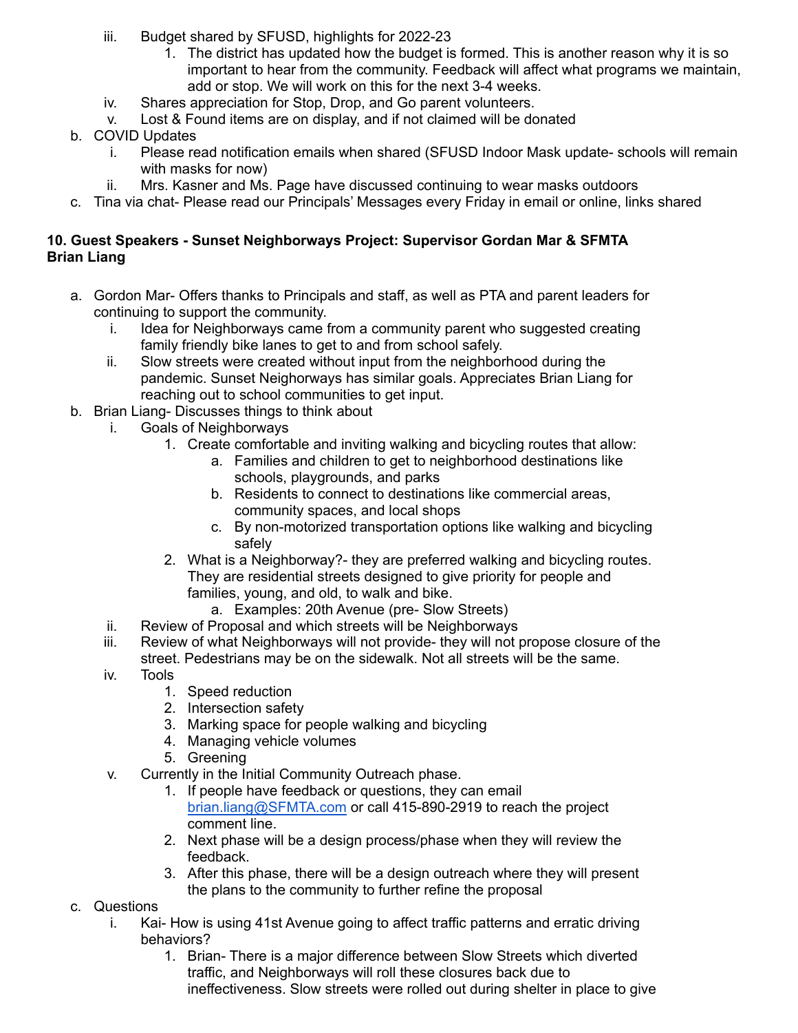- iii. Budget shared by SFUSD, highlights for 2022-23
     1. The district has updated how the budget is formed. This is another reason why it is so important to hear from the community. Feedback will affect what programs we maintain, add or stop. We will work on this for the next 3-4 weeks.
   - iv. Shares appreciation for Stop, Drop, and Go parent volunteers.
   - v. Lost & Found items are on display, and if not claimed will be donated
- b. COVID Updates
   - i. Please read notification emails when shared (SFUSD Indoor Mask update- schools will remain with masks for now)
   - ii. Mrs. Kasner and Ms. Page have discussed continuing to wear masks outdoors
- c. Tina via chat- Please read our Principals' Messages every Friday in email or online, links shared

**10. Guest Speakers - Sunset Neighborways Project: Supervisor Gordan Mar & SFMTA Brian Liang**

- a. Gordon Mar- Offers thanks to Principals and staff, as well as PTA and parent leaders for continuing to support the community.
   - i. Idea for Neighborways came from a community parent who suggested creating family friendly bike lanes to get to and from school safely.
   - ii. Slow streets were created without input from the neighborhood during the pandemic. Sunset Neighorways has similar goals. Appreciates Brian Liang for reaching out to school communities to get input.
- b. Brian Liang- Discusses things to think about
   - i. Goals of Neighborways
     1. Create comfortable and inviting walking and bicycling routes that allow:
        - a. Families and children to get to neighborhood destinations like schools, playgrounds, and parks
        - b. Residents to connect to destinations like commercial areas, community spaces, and local shops
        - c. By non-motorized transportation options like walking and bicycling safely
     2. What is a Neighborway?- they are preferred walking and bicycling routes. They are residential streets designed to give priority for people and families, young, and old, to walk and bike.
        - a. Examples: 20th Avenue (pre- Slow Streets)
   - ii. Review of Proposal and which streets will be Neighborways
   - iii. Review of what Neighborways will not provide- they will not propose closure of the street. Pedestrians may be on the sidewalk. Not all streets will be the same.
   - iv. Tools
     1. Speed reduction
     2. Intersection safety
     3. Marking space for people walking and bicycling
     4. Managing vehicle volumes
     5. Greening
   - v. Currently in the Initial Community Outreach phase.
     1. If people have feedback or questions, they can email brian.liang@SFMTA.com or call 415-890-2919 to reach the project comment line.
     2. Next phase will be a design process/phase when they will review the feedback.
     3. After this phase, there will be a design outreach where they will present the plans to the community to further refine the proposal
- c. Questions
   - i. Kai- How is using 41st Avenue going to affect traffic patterns and erratic driving behaviors?
     1. Brian- There is a major difference between Slow Streets which diverted traffic, and Neighborways will roll these closures back due to ineffectiveness. Slow streets were rolled out during shelter in place to give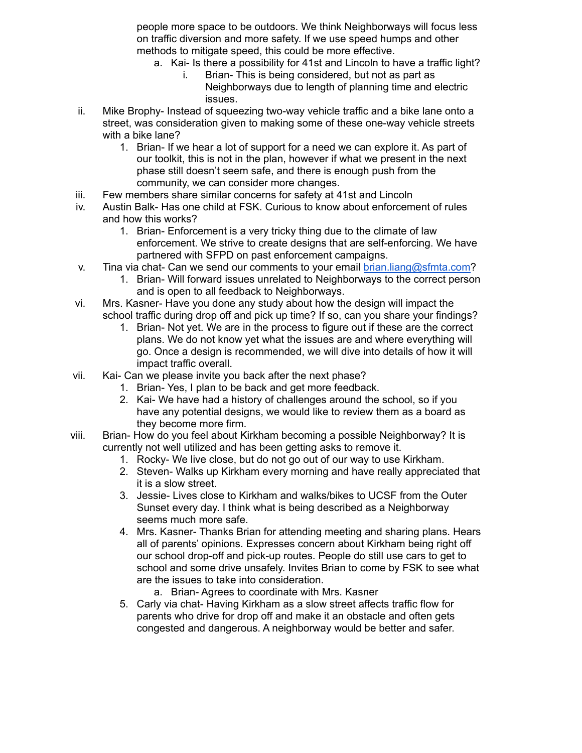people more space to be outdoors. We think Neighborways will focus less on traffic diversion and more safety. If we use speed humps and other methods to mitigate speed, this could be more effective.

   a. Kai- Is there a possibility for 41st and Lincoln to have a traffic light?
      i. Brian- This is being considered, but not as part as Neighborways due to length of planning time and electric issues.

ii. Mike Brophy- Instead of squeezing two-way vehicle traffic and a bike lane onto a street, was consideration given to making some of these one-way vehicle streets with a bike lane?
   1. Brian- If we hear a lot of support for a need we can explore it. As part of our toolkit, this is not in the plan, however if what we present in the next phase still doesn't seem safe, and there is enough push from the community, we can consider more changes.

iii. Few members share similar concerns for safety at 41st and Lincoln

iv. Austin Balk- Has one child at FSK. Curious to know about enforcement of rules and how this works?
   1. Brian- Enforcement is a very tricky thing due to the climate of law enforcement. We strive to create designs that are self-enforcing. We have partnered with SFPD on past enforcement campaigns.

v. Tina via chat- Can we send our comments to your email brian.liang@sfmta.com?
   1. Brian- Will forward issues unrelated to Neighborways to the correct person and is open to all feedback to Neighborways.

vi. Mrs. Kasner- Have you done any study about how the design will impact the school traffic during drop off and pick up time? If so, can you share your findings?
   1. Brian- Not yet. We are in the process to figure out if these are the correct plans. We do not know yet what the issues are and where everything will go. Once a design is recommended, we will dive into details of how it will impact traffic overall.

vii. Kai- Can we please invite you back after the next phase?
   1. Brian- Yes, I plan to be back and get more feedback.
   2. Kai- We have had a history of challenges around the school, so if you have any potential designs, we would like to review them as a board as they become more firm.

viii. Brian- How do you feel about Kirkham becoming a possible Neighborway? It is currently not well utilized and has been getting asks to remove it.
   1. Rocky- We live close, but do not go out of our way to use Kirkham.
   2. Steven- Walks up Kirkham every morning and have really appreciated that it is a slow street.
   3. Jessie- Lives close to Kirkham and walks/bikes to UCSF from the Outer Sunset every day. I think what is being described as a Neighborway seems much more safe.
   4. Mrs. Kasner- Thanks Brian for attending meeting and sharing plans. Hears all of parents' opinions. Expresses concern about Kirkham being right off our school drop-off and pick-up routes. People do still use cars to get to school and some drive unsafely. Invites Brian to come by FSK to see what are the issues to take into consideration.
      a. Brian- Agrees to coordinate with Mrs. Kasner
   5. Carly via chat- Having Kirkham as a slow street affects traffic flow for parents who drive for drop off and make it an obstacle and often gets congested and dangerous. A neighborway would be better and safer.